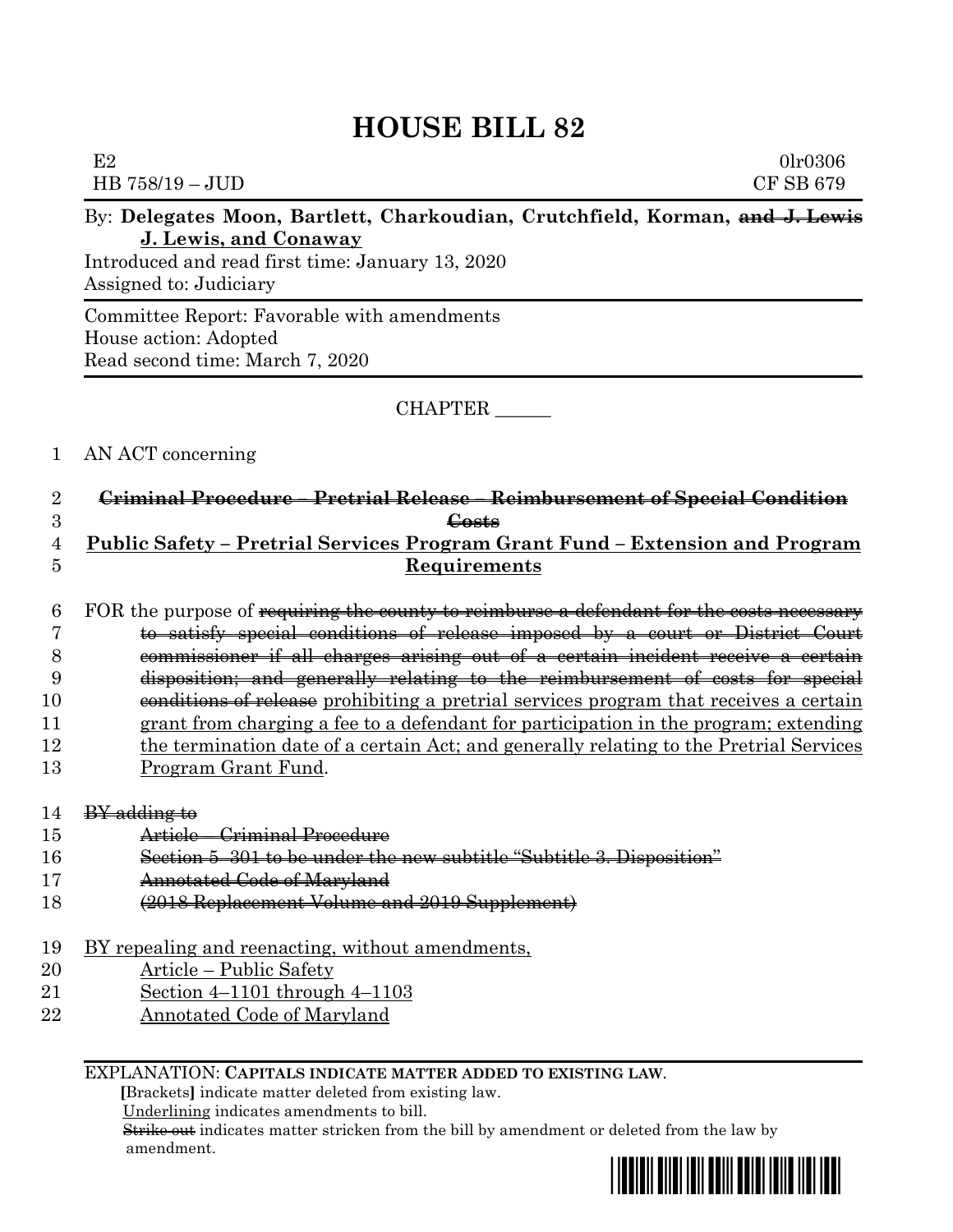# HOUSE BILL 82

E2 0lr0306
HB 758/19 – JUD CF SB 679

By: **Delegates Moon, Bartlett, Charkoudian, Crutchfield, Korman, ~~and J. Lewis~~ J. Lewis, and Conaway**

Introduced and read first time: January 13, 2020
Assigned to: Judiciary

Committee Report: Favorable with amendments
House action: Adopted
Read second time: March 7, 2020

CHAPTER ______

1 AN ACT concerning

2 ~~**Criminal Procedure – Pretrial Release – Reimbursement of Special Condition**~~
3 ~~**Costs**~~
4 **Public Safety – Pretrial Services Program Grant Fund – Extension and Program**
5 **Requirements**

6 FOR the purpose of ~~requiring the county to reimburse a defendant for the costs necessary~~
7 ~~to satisfy special conditions of release imposed by a court or District Court~~
8 ~~commissioner if all charges arising out of a certain incident receive a certain~~
9 ~~disposition; and generally relating to the reimbursement of costs for special~~
10 ~~conditions of release~~ prohibiting a pretrial services program that receives a certain
11 grant from charging a fee to a defendant for participation in the program; extending
12 the termination date of a certain Act; and generally relating to the Pretrial Services
13 Program Grant Fund.

14 ~~BY adding to~~
15 ~~Article – Criminal Procedure~~
16 ~~Section 5–301 to be under the new subtitle "Subtitle 3. Disposition"~~
17 ~~Annotated Code of Maryland~~
18 ~~(2018 Replacement Volume and 2019 Supplement)~~

19 BY repealing and reenacting, without amendments,
20 Article – Public Safety
21 Section 4–1101 through 4–1103
22 Annotated Code of Maryland

EXPLANATION: **CAPITALS INDICATE MATTER ADDED TO EXISTING LAW.**
[Brackets] indicate matter deleted from existing law.
Underlining indicates amendments to bill.
~~Strike out~~ indicates matter stricken from the bill by amendment or deleted from the law by amendment.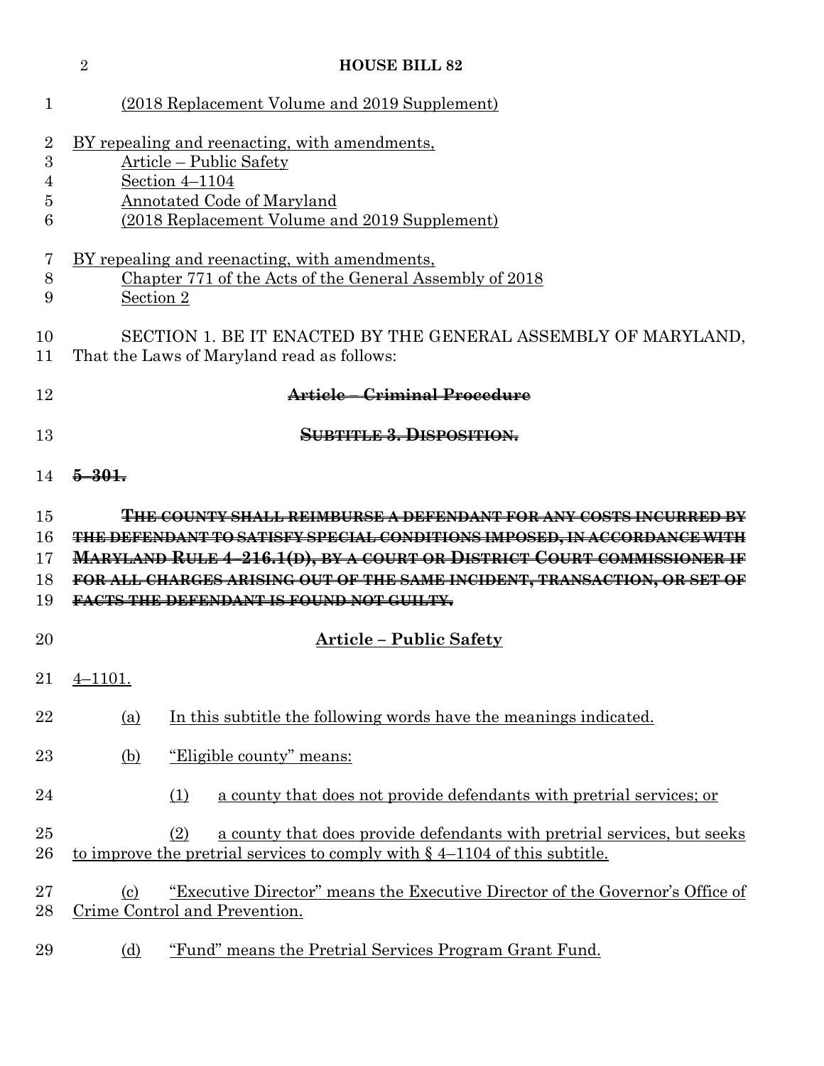(2018 Replacement Volume and 2019 Supplement)

BY repealing and reenacting, with amendments,
Article – Public Safety
Section 4–1104
Annotated Code of Maryland
(2018 Replacement Volume and 2019 Supplement)

BY repealing and reenacting, with amendments,
Chapter 771 of the Acts of the General Assembly of 2018
Section 2

SECTION 1. BE IT ENACTED BY THE GENERAL ASSEMBLY OF MARYLAND, That the Laws of Maryland read as follows:

## ~~Article – Criminal Procedure~~

### ~~SUBTITLE 3. DISPOSITION.~~

~~5–301.~~

~~THE COUNTY SHALL REIMBURSE A DEFENDANT FOR ANY COSTS INCURRED BY THE DEFENDANT TO SATISFY SPECIAL CONDITIONS IMPOSED, IN ACCORDANCE WITH MARYLAND RULE 4–216.1(D), BY A COURT OR DISTRICT COURT COMMISSIONER IF FOR ALL CHARGES ARISING OUT OF THE SAME INCIDENT, TRANSACTION, OR SET OF FACTS THE DEFENDANT IS FOUND NOT GUILTY.~~

## Article – Public Safety

4–1101.

(a) In this subtitle the following words have the meanings indicated.

(b) "Eligible county" means:

(1) a county that does not provide defendants with pretrial services; or

(2) a county that does provide defendants with pretrial services, but seeks to improve the pretrial services to comply with § 4–1104 of this subtitle.

(c) "Executive Director" means the Executive Director of the Governor's Office of Crime Control and Prevention.

(d) "Fund" means the Pretrial Services Program Grant Fund.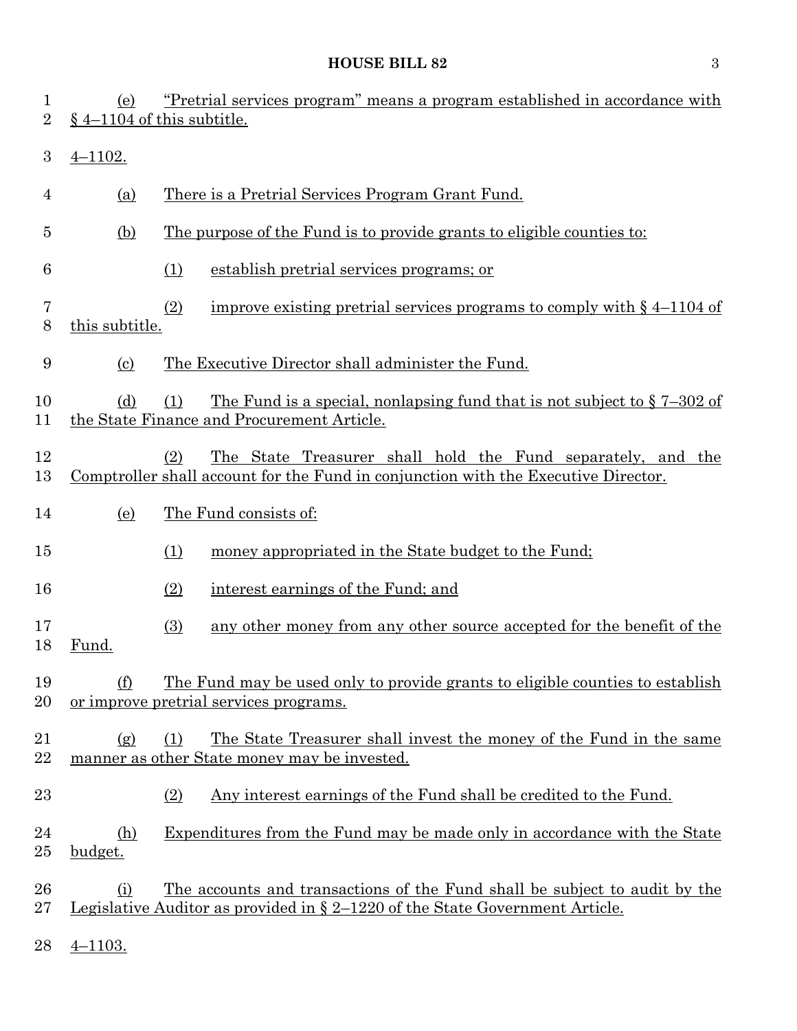(e) "Pretrial services program" means a program established in accordance with § 4–1104 of this subtitle.

4–1102.

(a) There is a Pretrial Services Program Grant Fund.

(b) The purpose of the Fund is to provide grants to eligible counties to:

(1) establish pretrial services programs; or

(2) improve existing pretrial services programs to comply with § 4–1104 of this subtitle.

(c) The Executive Director shall administer the Fund.

(d) (1) The Fund is a special, nonlapsing fund that is not subject to § 7–302 of the State Finance and Procurement Article.

(2) The State Treasurer shall hold the Fund separately, and the Comptroller shall account for the Fund in conjunction with the Executive Director.

(e) The Fund consists of:

(1) money appropriated in the State budget to the Fund;

(2) interest earnings of the Fund; and

(3) any other money from any other source accepted for the benefit of the Fund.

(f) The Fund may be used only to provide grants to eligible counties to establish or improve pretrial services programs.

(g) (1) The State Treasurer shall invest the money of the Fund in the same manner as other State money may be invested.

(2) Any interest earnings of the Fund shall be credited to the Fund.

(h) Expenditures from the Fund may be made only in accordance with the State budget.

(i) The accounts and transactions of the Fund shall be subject to audit by the Legislative Auditor as provided in § 2–1220 of the State Government Article.

4–1103.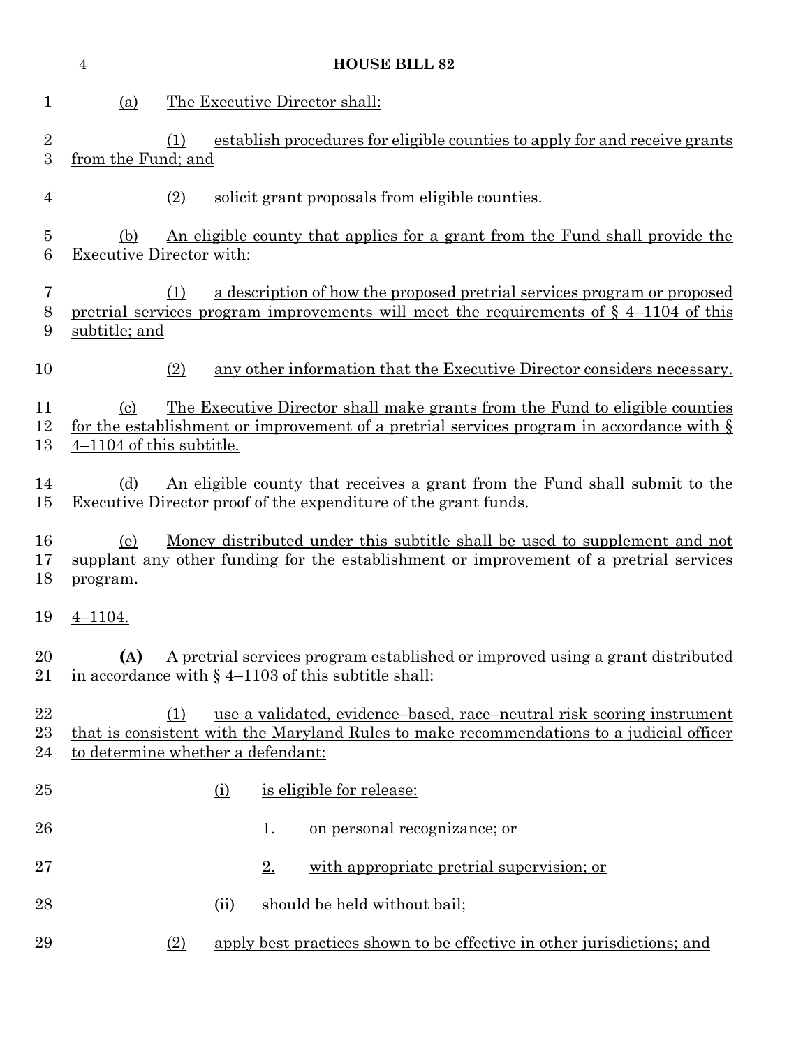(a) The Executive Director shall:

(1) establish procedures for eligible counties to apply for and receive grants from the Fund; and

(2) solicit grant proposals from eligible counties.

(b) An eligible county that applies for a grant from the Fund shall provide the Executive Director with:

(1) a description of how the proposed pretrial services program or proposed pretrial services program improvements will meet the requirements of § 4–1104 of this subtitle; and

(2) any other information that the Executive Director considers necessary.

(c) The Executive Director shall make grants from the Fund to eligible counties for the establishment or improvement of a pretrial services program in accordance with § 4–1104 of this subtitle.

(d) An eligible county that receives a grant from the Fund shall submit to the Executive Director proof of the expenditure of the grant funds.

(e) Money distributed under this subtitle shall be used to supplement and not supplant any other funding for the establishment or improvement of a pretrial services program.

4–1104.

**(A)** A pretrial services program established or improved using a grant distributed in accordance with § 4–1103 of this subtitle shall:

(1) use a validated, evidence–based, race–neutral risk scoring instrument that is consistent with the Maryland Rules to make recommendations to a judicial officer to determine whether a defendant:

(i) is eligible for release:

1. on personal recognizance; or

2. with appropriate pretrial supervision; or

(ii) should be held without bail;

(2) apply best practices shown to be effective in other jurisdictions; and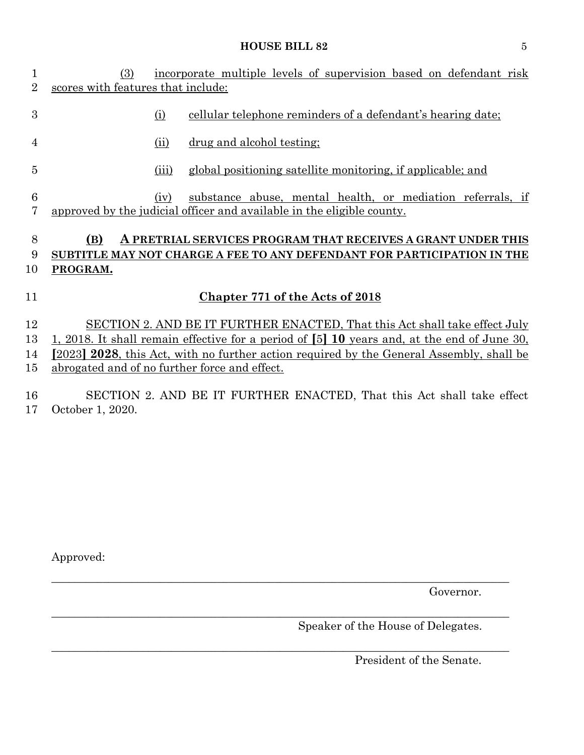(3) incorporate multiple levels of supervision based on defendant risk scores with features that include:

(i) cellular telephone reminders of a defendant's hearing date;

(ii) drug and alcohol testing;

(iii) global positioning satellite monitoring, if applicable; and

(iv) substance abuse, mental health, or mediation referrals, if approved by the judicial officer and available in the eligible county.

**(B) A PRETRIAL SERVICES PROGRAM THAT RECEIVES A GRANT UNDER THIS SUBTITLE MAY NOT CHARGE A FEE TO ANY DEFENDANT FOR PARTICIPATION IN THE PROGRAM.**

## Chapter 771 of the Acts of 2018

SECTION 2. AND BE IT FURTHER ENACTED, That this Act shall take effect July 1, 2018. It shall remain effective for a period of **[**5**] 10** years and, at the end of June 30, **[**2023**] 2028**, this Act, with no further action required by the General Assembly, shall be abrogated and of no further force and effect.

SECTION 2. AND BE IT FURTHER ENACTED, That this Act shall take effect October 1, 2020.

Approved:

\_\_\_\_\_\_\_\_\_\_\_\_\_\_\_\_\_\_\_\_\_\_\_\_\_\_\_\_\_\_\_\_\_\_\_\_\_\_\_\_\_\_\_\_\_\_\_\_\_\_\_\_\_\_\_\_\_\_\_\_\_\_\_\_\_\_\_\_

Governor.

\_\_\_\_\_\_\_\_\_\_\_\_\_\_\_\_\_\_\_\_\_\_\_\_\_\_\_\_\_\_\_\_\_\_\_\_\_\_\_\_\_\_\_\_\_\_\_\_\_\_\_\_\_\_\_\_\_\_\_\_\_\_\_\_\_\_\_\_

Speaker of the House of Delegates.

\_\_\_\_\_\_\_\_\_\_\_\_\_\_\_\_\_\_\_\_\_\_\_\_\_\_\_\_\_\_\_\_\_\_\_\_\_\_\_\_\_\_\_\_\_\_\_\_\_\_\_\_\_\_\_\_\_\_\_\_\_\_\_\_\_\_\_\_

President of the Senate.